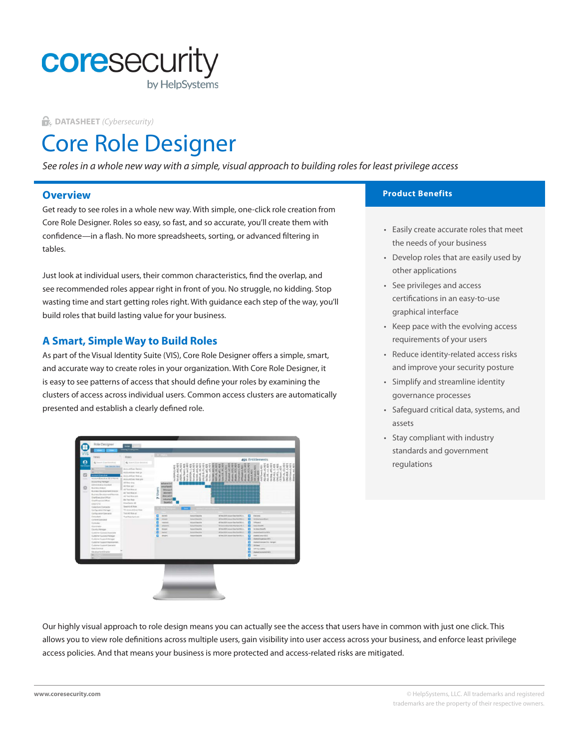# coresecurity

by HelpSystems

**DATASHEET** *(Cybersecurity)*

# Core Role Designer

*See roles in a whole new way with a simple, visual approach to building roles for least privilege access*

## Overview

Get ready to see roles in a whole new way. With simple, one-click role creation from Core Role Designer. Roles so easy, so fast, and so accurate, you'll create them with confidence—in a flash. No more spreadsheets, sorting, or advanced filtering in tables.

Just look at individual users, their common characteristics, find the overlap, and see recommended roles appear right in front of you. No struggle, no kidding. Stop wasting time and start getting roles right. With guidance each step of the way, you'll build roles that build lasting value for your business.

## A Smart, Simple Way to Build Roles

As part of the Visual Identity Suite (VIS), Core Role Designer offers a simple, smart, and accurate way to create roles in your organization. With Core Role Designer, it is easy to see patterns of access that should define your roles by examining the clusters of access across individual users. Common access clusters are automatically presented and establish a clearly defined role.

Our highly visual approach to role design means you can actually see the access that users have in common with just one click. This allows you to view role definitions across multiple users, gain visibility into user access across your business, and enforce least privilege access policies. And that means your business is more protected and access-related risks are mitigated.

## Product Benefits

- Easily create accurate roles that meet the needs of your business
- Develop roles that are easily used by other applications
- See privileges and access certifications in an easy-to-use graphical interface
- Keep pace with the evolving access requirements of your users
- Reduce identity-related access risks and improve your security posture
- Simplify and streamline identity governance processes
- Safeguard critical data, systems, and assets
- Stay compliant with industry standards and government regulations

www.coresecurity.com

© HelpSystems, LLC. All trademarks and registered trademarks are the property of their respective owners.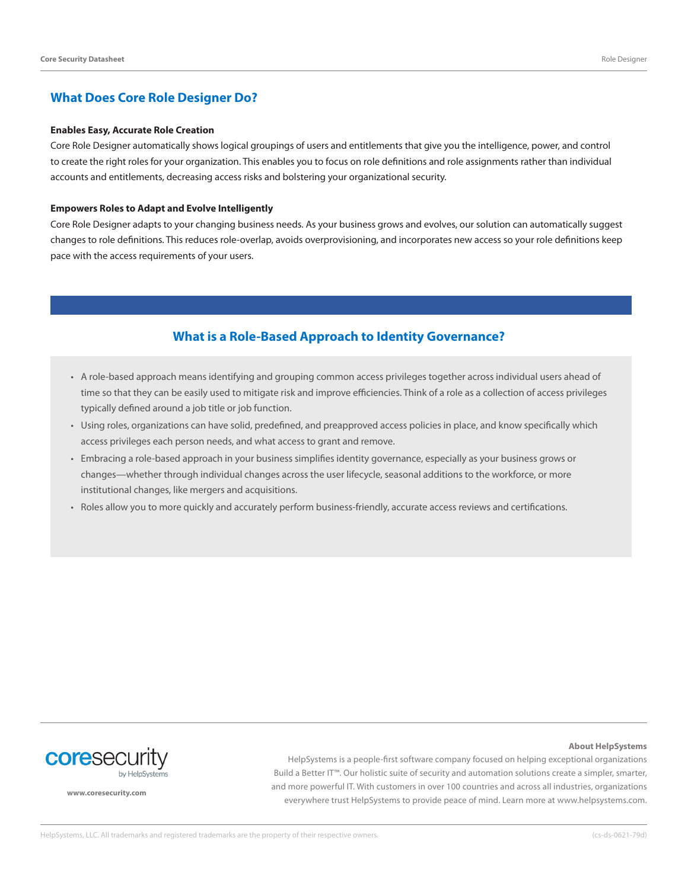## What Does Core Role Designer Do?

**Enables Easy, Accurate Role Creation**

Core Role Designer automatically shows logical groupings of users and entitlements that give you the intelligence, power, and control to create the right roles for your organization. This enables you to focus on role definitions and role assignments rather than individual accounts and entitlements, decreasing access risks and bolstering your organizational security.

**Empowers Roles to Adapt and Evolve Intelligently**

Core Role Designer adapts to your changing business needs. As your business grows and evolves, our solution can automatically suggest changes to role definitions. This reduces role-overlap, avoids overprovisioning, and incorporates new access so your role definitions keep pace with the access requirements of your users.

## What is a Role-Based Approach to Identity Governance?

- A role-based approach means identifying and grouping common access privileges together across individual users ahead of time so that they can be easily used to mitigate risk and improve efficiencies. Think of a role as a collection of access privileges typically defined around a job title or job function.
- Using roles, organizations can have solid, predefined, and preapproved access policies in place, and know specifically which access privileges each person needs, and what access to grant and remove.
- Embracing a role-based approach in your business simplifies identity governance, especially as your business grows or changes—whether through individual changes across the user lifecycle, seasonal additions to the workforce, or more institutional changes, like mergers and acquisitions.
- Roles allow you to more quickly and accurately perform business-friendly, accurate access reviews and certifications.

coresecurity by HelpSystems

www.coresecurity.com

**About HelpSystems**

HelpSystems is a people-first software company focused on helping exceptional organizations Build a Better IT™. Our holistic suite of security and automation solutions create a simpler, smarter, and more powerful IT. With customers in over 100 countries and across all industries, organizations everywhere trust HelpSystems to provide peace of mind. Learn more at www.helpsystems.com.

HelpSystems, LLC. All trademarks and registered trademarks are the property of their respective owners. (cs-ds-0621-79d)